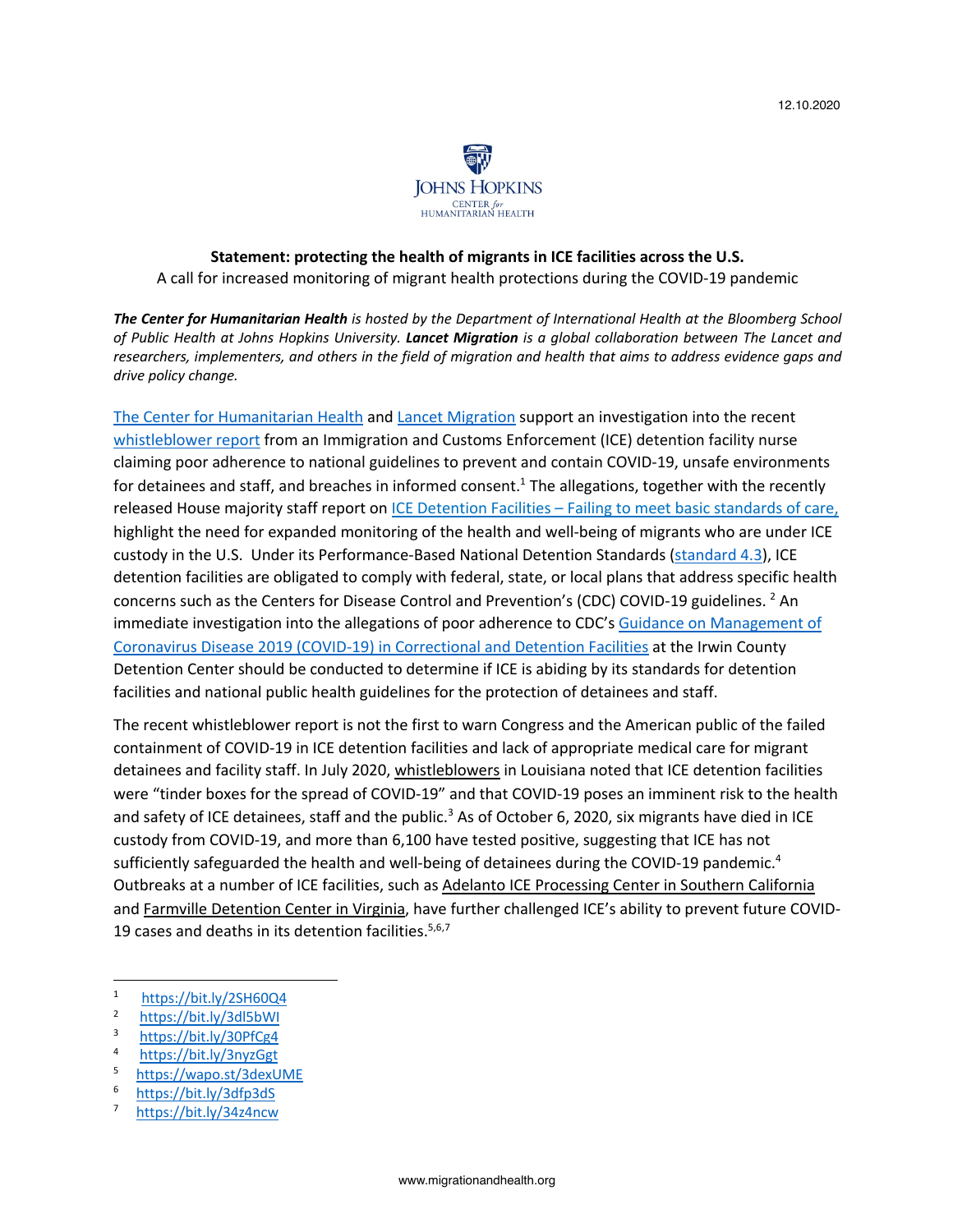12.10.2020

JOHNS HOPKINS
CENTER for
HUMANITARIAN HEALTH

**Statement: protecting the health of migrants in ICE facilities across the U.S.**

A call for increased monitoring of migrant health protections during the COVID-19 pandemic

***The Center for Humanitarian Health*** *is hosted by the Department of International Health at the Bloomberg School of Public Health at Johns Hopkins University.* ***Lancet Migration*** *is a global collaboration between The Lancet and researchers, implementers, and others in the field of migration and health that aims to address evidence gaps and drive policy change.*

The Center for Humanitarian Health and Lancet Migration support an investigation into the recent whistleblower report from an Immigration and Customs Enforcement (ICE) detention facility nurse claiming poor adherence to national guidelines to prevent and contain COVID-19, unsafe environments for detainees and staff, and breaches in informed consent.[1] The allegations, together with the recently released House majority staff report on ICE Detention Facilities – Failing to meet basic standards of care, highlight the need for expanded monitoring of the health and well-being of migrants who are under ICE custody in the U.S. Under its Performance-Based National Detention Standards (standard 4.3), ICE detention facilities are obligated to comply with federal, state, or local plans that address specific health concerns such as the Centers for Disease Control and Prevention's (CDC) COVID-19 guidelines.[2] An immediate investigation into the allegations of poor adherence to CDC's Guidance on Management of Coronavirus Disease 2019 (COVID-19) in Correctional and Detention Facilities at the Irwin County Detention Center should be conducted to determine if ICE is abiding by its standards for detention facilities and national public health guidelines for the protection of detainees and staff.

The recent whistleblower report is not the first to warn Congress and the American public of the failed containment of COVID-19 in ICE detention facilities and lack of appropriate medical care for migrant detainees and facility staff. In July 2020, whistleblowers in Louisiana noted that ICE detention facilities were "tinder boxes for the spread of COVID-19" and that COVID-19 poses an imminent risk to the health and safety of ICE detainees, staff and the public.[3] As of October 6, 2020, six migrants have died in ICE custody from COVID-19, and more than 6,100 have tested positive, suggesting that ICE has not sufficiently safeguarded the health and well-being of detainees during the COVID-19 pandemic.[4] Outbreaks at a number of ICE facilities, such as Adelanto ICE Processing Center in Southern California and Farmville Detention Center in Virginia, have further challenged ICE's ability to prevent future COVID-19 cases and deaths in its detention facilities.[5,6,7]

---

1. https://bit.ly/2SH60Q4
2. https://bit.ly/3dl5bWI
3. https://bit.ly/30PfCg4
4. https://bit.ly/3nyzGgt
5. https://wapo.st/3dexUME
6. https://bit.ly/3dfp3dS
7. https://bit.ly/34z4ncw

www.migrationandhealth.org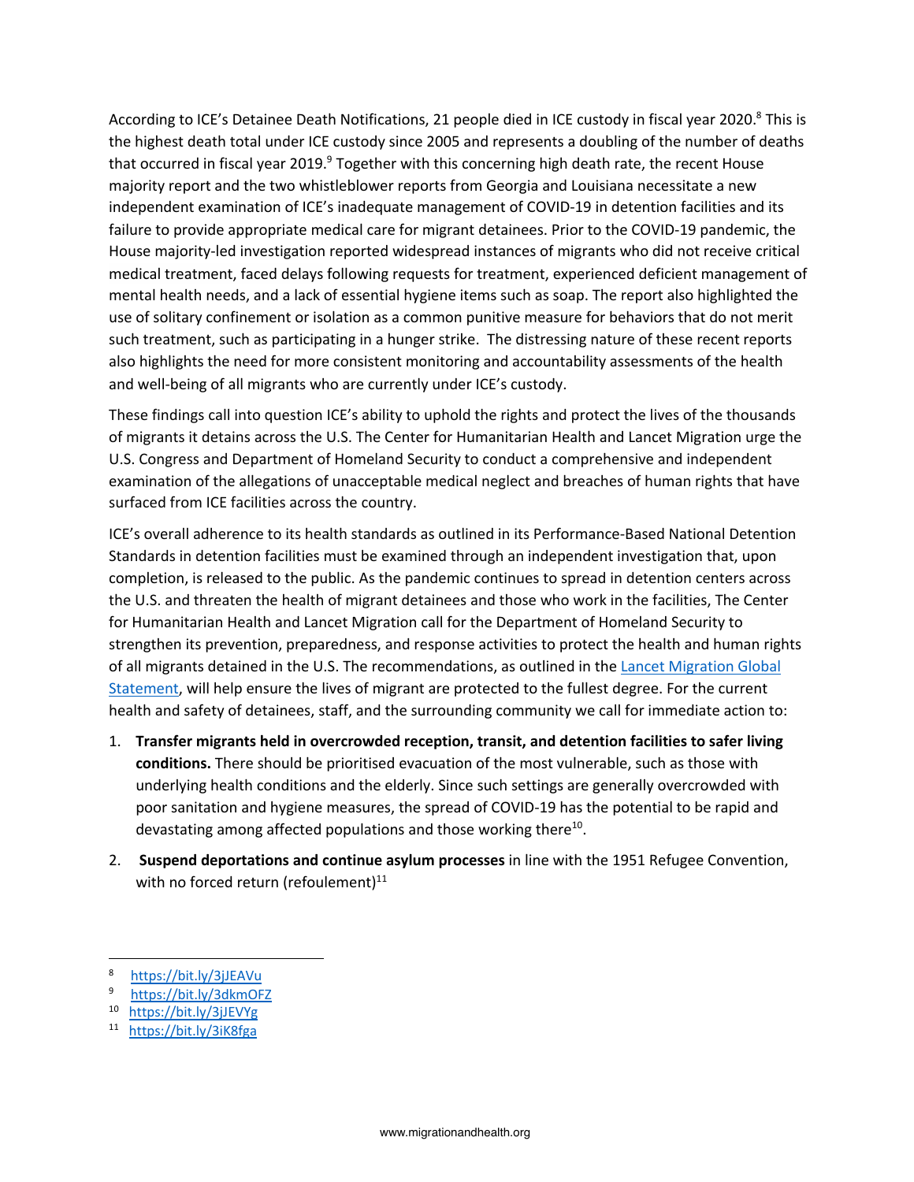According to ICE's Detainee Death Notifications, 21 people died in ICE custody in fiscal year 2020.[8] This is the highest death total under ICE custody since 2005 and represents a doubling of the number of deaths that occurred in fiscal year 2019.[9] Together with this concerning high death rate, the recent House majority report and the two whistleblower reports from Georgia and Louisiana necessitate a new independent examination of ICE's inadequate management of COVID-19 in detention facilities and its failure to provide appropriate medical care for migrant detainees. Prior to the COVID-19 pandemic, the House majority-led investigation reported widespread instances of migrants who did not receive critical medical treatment, faced delays following requests for treatment, experienced deficient management of mental health needs, and a lack of essential hygiene items such as soap. The report also highlighted the use of solitary confinement or isolation as a common punitive measure for behaviors that do not merit such treatment, such as participating in a hunger strike. The distressing nature of these recent reports also highlights the need for more consistent monitoring and accountability assessments of the health and well-being of all migrants who are currently under ICE's custody.

These findings call into question ICE's ability to uphold the rights and protect the lives of the thousands of migrants it detains across the U.S. The Center for Humanitarian Health and Lancet Migration urge the U.S. Congress and Department of Homeland Security to conduct a comprehensive and independent examination of the allegations of unacceptable medical neglect and breaches of human rights that have surfaced from ICE facilities across the country.

ICE's overall adherence to its health standards as outlined in its Performance-Based National Detention Standards in detention facilities must be examined through an independent investigation that, upon completion, is released to the public. As the pandemic continues to spread in detention centers across the U.S. and threaten the health of migrant detainees and those who work in the facilities, The Center for Humanitarian Health and Lancet Migration call for the Department of Homeland Security to strengthen its prevention, preparedness, and response activities to protect the health and human rights of all migrants detained in the U.S. The recommendations, as outlined in the [Lancet Migration Global Statement](), will help ensure the lives of migrant are protected to the fullest degree. For the current health and safety of detainees, staff, and the surrounding community we call for immediate action to:

1. **Transfer migrants held in overcrowded reception, transit, and detention facilities to safer living conditions.** There should be prioritised evacuation of the most vulnerable, such as those with underlying health conditions and the elderly. Since such settings are generally overcrowded with poor sanitation and hygiene measures, the spread of COVID-19 has the potential to be rapid and devastating among affected populations and those working there[10].
2. **Suspend deportations and continue asylum processes** in line with the 1951 Refugee Convention, with no forced return (refoulement)[11]

---

[8] https://bit.ly/3jJEAVu

[9] https://bit.ly/3dkmOFZ

[10] https://bit.ly/3jJEVYg

[11] https://bit.ly/3iK8fga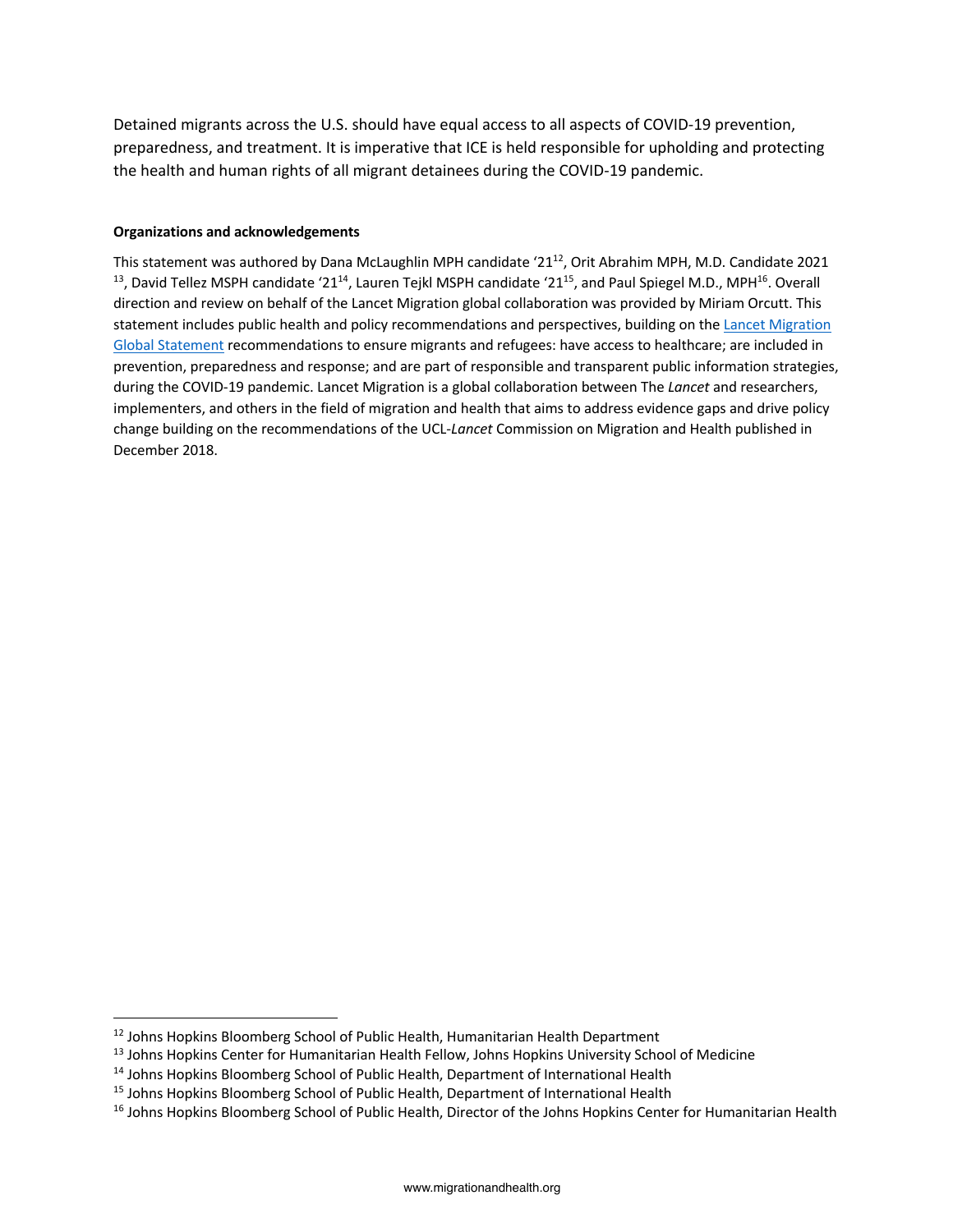Detained migrants across the U.S. should have equal access to all aspects of COVID-19 prevention, preparedness, and treatment. It is imperative that ICE is held responsible for upholding and protecting the health and human rights of all migrant detainees during the COVID-19 pandemic.

**Organizations and acknowledgements**

This statement was authored by Dana McLaughlin MPH candidate '21[12], Orit Abrahim MPH, M.D. Candidate 2021 [13], David Tellez MSPH candidate '21[14], Lauren Tejkl MSPH candidate '21[15], and Paul Spiegel M.D., MPH[16]. Overall direction and review on behalf of the Lancet Migration global collaboration was provided by Miriam Orcutt. This statement includes public health and policy recommendations and perspectives, building on the Lancet Migration Global Statement recommendations to ensure migrants and refugees: have access to healthcare; are included in prevention, preparedness and response; and are part of responsible and transparent public information strategies, during the COVID-19 pandemic. Lancet Migration is a global collaboration between The *Lancet* and researchers, implementers, and others in the field of migration and health that aims to address evidence gaps and drive policy change building on the recommendations of the UCL-*Lancet* Commission on Migration and Health published in December 2018.

---

[12] Johns Hopkins Bloomberg School of Public Health, Humanitarian Health Department

[13] Johns Hopkins Center for Humanitarian Health Fellow, Johns Hopkins University School of Medicine

[14] Johns Hopkins Bloomberg School of Public Health, Department of International Health

[15] Johns Hopkins Bloomberg School of Public Health, Department of International Health

[16] Johns Hopkins Bloomberg School of Public Health, Director of the Johns Hopkins Center for Humanitarian Health